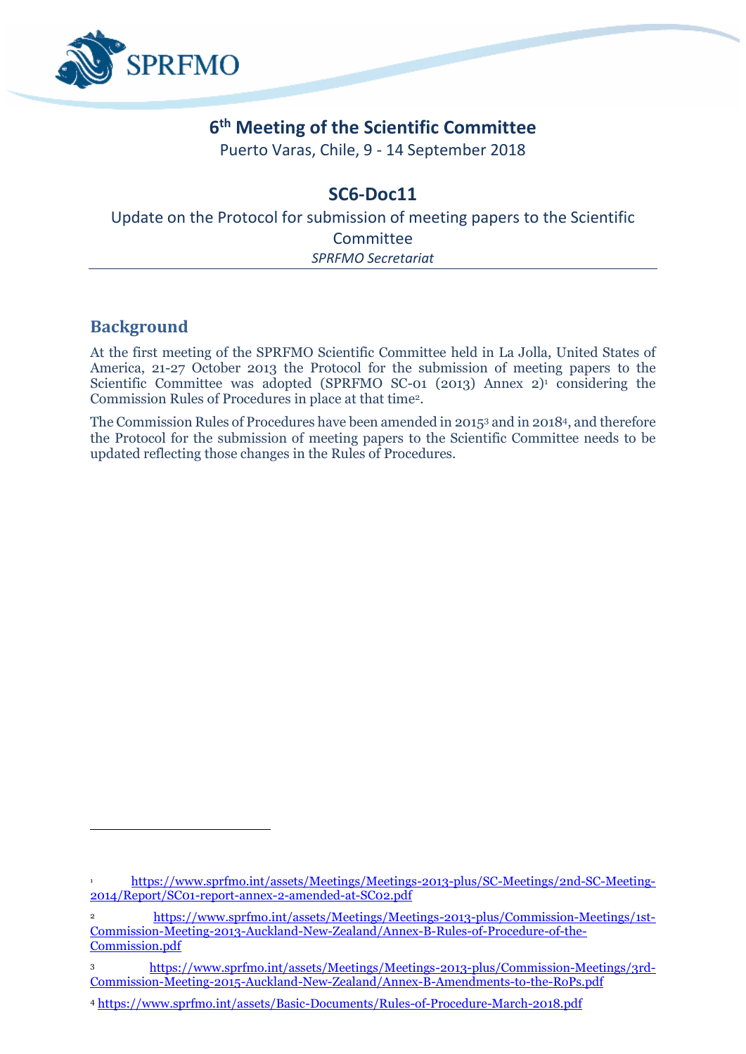# 6th Meeting of the Scientific Committee

Puerto Varas, Chile, 9 - 14 September 2018

## SC6-Doc11

Update on the Protocol for submission of meeting papers to the Scientific Committee

*SPRFMO Secretariat*

## Background

At the first meeting of the SPRFMO Scientific Committee held in La Jolla, United States of America, 21-27 October 2013 the Protocol for the submission of meeting papers to the Scientific Committee was adopted (SPRFMO SC-01 (2013) Annex 2)[1] considering the Commission Rules of Procedures in place at that time[2].

The Commission Rules of Procedures have been amended in 2015[3] and in 2018[4], and therefore the Protocol for the submission of meeting papers to the Scientific Committee needs to be updated reflecting those changes in the Rules of Procedures.

---

[1] https://www.sprfmo.int/assets/Meetings/Meetings-2013-plus/SC-Meetings/2nd-SC-Meeting-2014/Report/SC01-report-annex-2-amended-at-SC02.pdf

[2] https://www.sprfmo.int/assets/Meetings/Meetings-2013-plus/Commission-Meetings/1st-Commission-Meeting-2013-Auckland-New-Zealand/Annex-B-Rules-of-Procedure-of-the-Commission.pdf

[3] https://www.sprfmo.int/assets/Meetings/Meetings-2013-plus/Commission-Meetings/3rd-Commission-Meeting-2015-Auckland-New-Zealand/Annex-B-Amendments-to-the-RoPs.pdf

[4] https://www.sprfmo.int/assets/Basic-Documents/Rules-of-Procedure-March-2018.pdf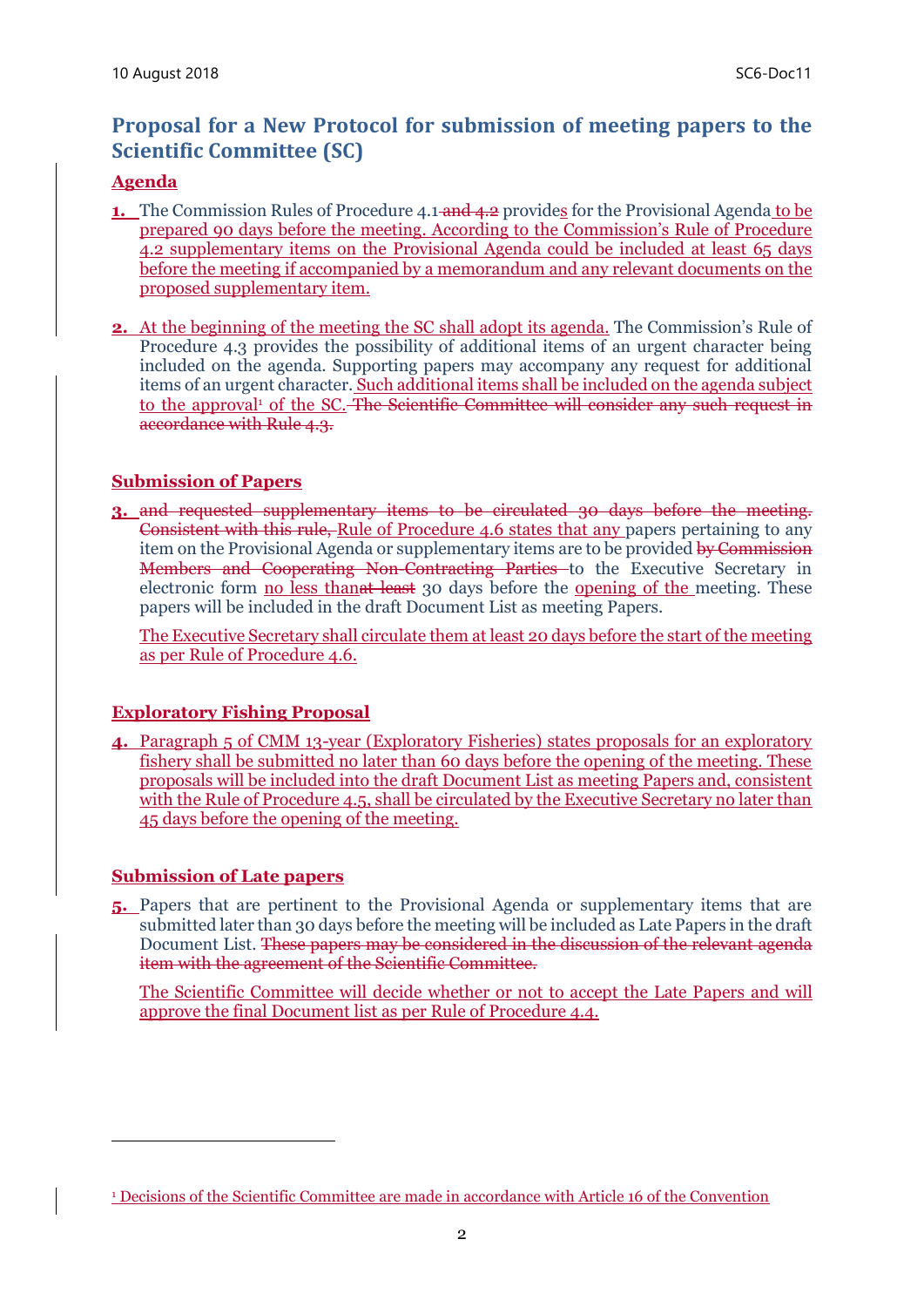## Proposal for a New Protocol for submission of meeting papers to the Scientific Committee (SC)

### Agenda

1. The Commission Rules of Procedure 4.1 and 4.2 provides for the Provisional Agenda to be prepared 90 days before the meeting. According to the Commission's Rule of Procedure 4.2 supplementary items on the Provisional Agenda could be included at least 65 days before the meeting if accompanied by a memorandum and any relevant documents on the proposed supplementary item.

2. At the beginning of the meeting the SC shall adopt its agenda. The Commission's Rule of Procedure 4.3 provides the possibility of additional items of an urgent character being included on the agenda. Supporting papers may accompany any request for additional items of an urgent character. Such additional items shall be included on the agenda subject to the approval[1] of the SC. The Scientific Committee will consider any such request in accordance with Rule 4.3.

### Submission of Papers

3. and requested supplementary items to be circulated 30 days before the meeting. Consistent with this rule, Rule of Procedure 4.6 states that any papers pertaining to any item on the Provisional Agenda or supplementary items are to be provided by Commission Members and Cooperating Non-Contracting Parties to the Executive Secretary in electronic form no less than at least 30 days before the opening of the meeting. These papers will be included in the draft Document List as meeting Papers.

   The Executive Secretary shall circulate them at least 20 days before the start of the meeting as per Rule of Procedure 4.6.

### Exploratory Fishing Proposal

4. Paragraph 5 of CMM 13-year (Exploratory Fisheries) states proposals for an exploratory fishery shall be submitted no later than 60 days before the opening of the meeting. These proposals will be included into the draft Document List as meeting Papers and, consistent with the Rule of Procedure 4.5, shall be circulated by the Executive Secretary no later than 45 days before the opening of the meeting.

### Submission of Late papers

5. Papers that are pertinent to the Provisional Agenda or supplementary items that are submitted later than 30 days before the meeting will be included as Late Papers in the draft Document List. These papers may be considered in the discussion of the relevant agenda item with the agreement of the Scientific Committee.

   The Scientific Committee will decide whether or not to accept the Late Papers and will approve the final Document list as per Rule of Procedure 4.4.

---

[1] Decisions of the Scientific Committee are made in accordance with Article 16 of the Convention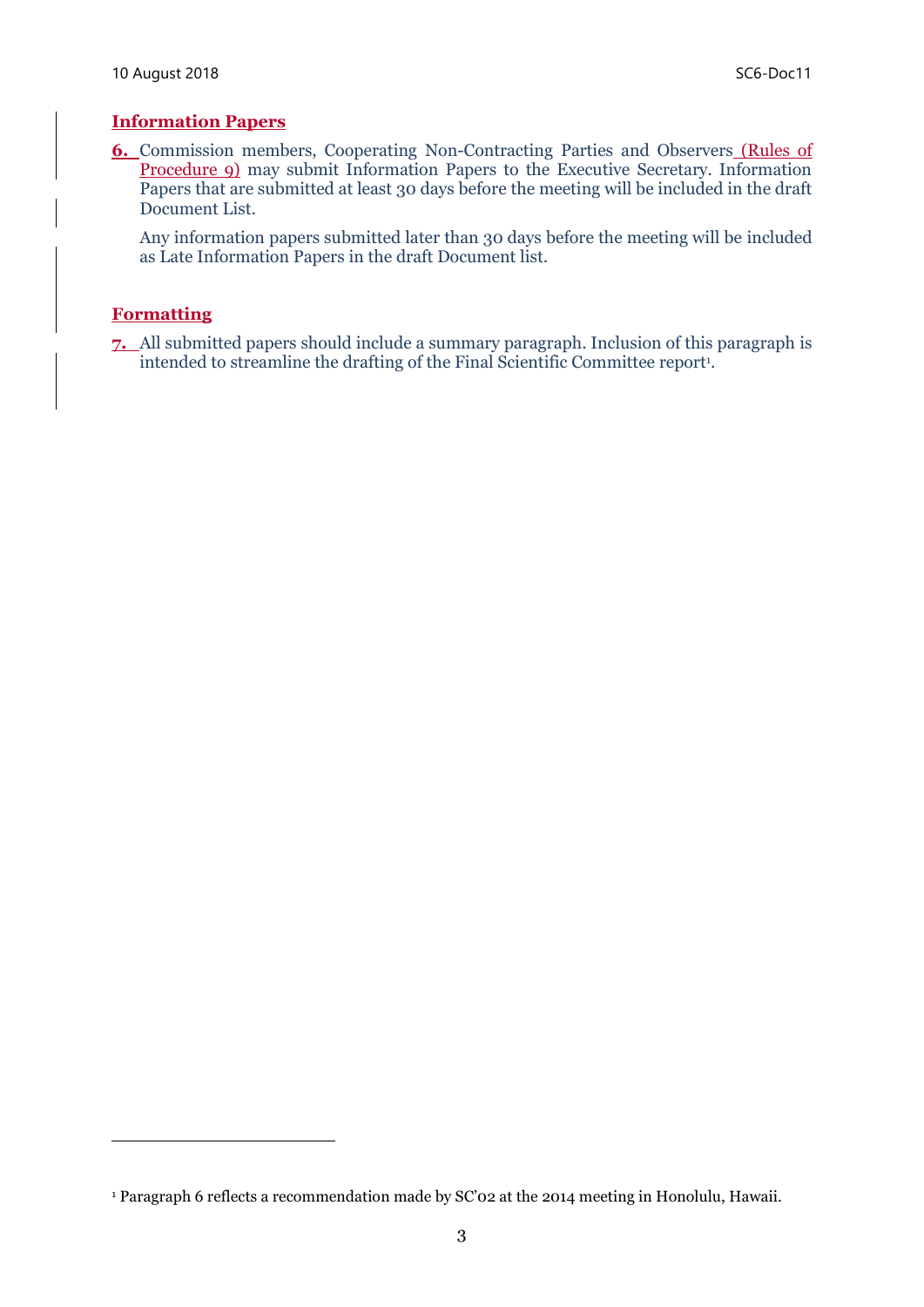## Information Papers

**6.** Commission members, Cooperating Non-Contracting Parties and Observers (Rules of Procedure 9) may submit Information Papers to the Executive Secretary. Information Papers that are submitted at least 30 days before the meeting will be included in the draft Document List.

Any information papers submitted later than 30 days before the meeting will be included as Late Information Papers in the draft Document list.

## Formatting

**7.** All submitted papers should include a summary paragraph. Inclusion of this paragraph is intended to streamline the drafting of the Final Scientific Committee report[1].

[1] Paragraph 6 reflects a recommendation made by SC'02 at the 2014 meeting in Honolulu, Hawaii.